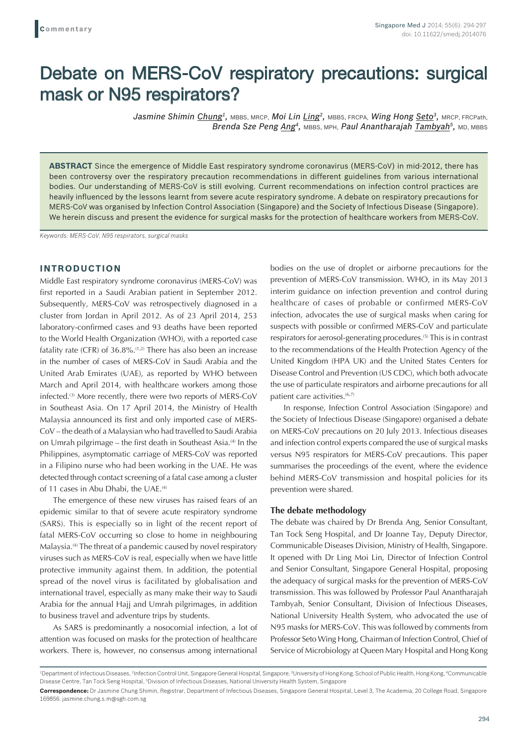Commentary

# Debate on MERS-CoV respiratory precautions: surgical mask or N95 respirators?

*Jasmine Shimin Chung*[1], MBBS, MRCP, *Moi Lin Ling*[2], MBBS, FRCPA, *Wing Hong Seto*[3], MRCP, FRCPath, *Brenda Sze Peng Ang*[4], MBBS, MPH, *Paul Anantharajah Tambyah*[5], MD, MBBS

**ABSTRACT** Since the emergence of Middle East respiratory syndrome coronavirus (MERS-CoV) in mid-2012, there has been controversy over the respiratory precaution recommendations in different guidelines from various international bodies. Our understanding of MERS-CoV is still evolving. Current recommendations on infection control practices are heavily influenced by the lessons learnt from severe acute respiratory syndrome. A debate on respiratory precautions for MERS-CoV was organised by Infection Control Association (Singapore) and the Society of Infectious Disease (Singapore). We herein discuss and present the evidence for surgical masks for the protection of healthcare workers from MERS-CoV.

*Keywords: MERS-CoV, N95 respirators, surgical masks*

## INTRODUCTION

Middle East respiratory syndrome coronavirus (MERS-CoV) was first reported in a Saudi Arabian patient in September 2012. Subsequently, MERS-CoV was retrospectively diagnosed in a cluster from Jordan in April 2012. As of 23 April 2014, 253 laboratory-confirmed cases and 93 deaths have been reported to the World Health Organization (WHO), with a reported case fatality rate (CFR) of 36.8%.[1,2] There has also been an increase in the number of cases of MERS-CoV in Saudi Arabia and the United Arab Emirates (UAE), as reported by WHO between March and April 2014, with healthcare workers among those infected.[3] More recently, there were two reports of MERS-CoV in Southeast Asia. On 17 April 2014, the Ministry of Health Malaysia announced its first and only imported case of MERS-CoV – the death of a Malaysian who had travelled to Saudi Arabia on Umrah pilgrimage – the first death in Southeast Asia.[4] In the Philippines, asymptomatic carriage of MERS-CoV was reported in a Filipino nurse who had been working in the UAE. He was detected through contact screening of a fatal case among a cluster of 11 cases in Abu Dhabi, the UAE.[4]

The emergence of these new viruses has raised fears of an epidemic similar to that of severe acute respiratory syndrome (SARS). This is especially so in light of the recent report of fatal MERS-CoV occurring so close to home in neighbouring Malaysia.[4] The threat of a pandemic caused by novel respiratory viruses such as MERS-CoV is real, especially when we have little protective immunity against them. In addition, the potential spread of the novel virus is facilitated by globalisation and international travel, especially as many make their way to Saudi Arabia for the annual Hajj and Umrah pilgrimages, in addition to business travel and adventure trips by students.

As SARS is predominantly a nosocomial infection, a lot of attention was focused on masks for the protection of healthcare workers. There is, however, no consensus among international bodies on the use of droplet or airborne precautions for the prevention of MERS-CoV transmission. WHO, in its May 2013 interim guidance on infection prevention and control during healthcare of cases of probable or confirmed MERS-CoV infection, advocates the use of surgical masks when caring for suspects with possible or confirmed MERS-CoV and particulate respirators for aerosol-generating procedures.[5] This is in contrast to the recommendations of the Health Protection Agency of the United Kingdom (HPA UK) and the United States Centers for Disease Control and Prevention (US CDC), which both advocate the use of particulate respirators and airborne precautions for all patient care activities.[6,7]

In response, Infection Control Association (Singapore) and the Society of Infectious Disease (Singapore) organised a debate on MERS-CoV precautions on 20 July 2013. Infectious diseases and infection control experts compared the use of surgical masks versus N95 respirators for MERS-CoV precautions. This paper summarises the proceedings of the event, where the evidence behind MERS-CoV transmission and hospital policies for its prevention were shared.

### The debate methodology

The debate was chaired by Dr Brenda Ang, Senior Consultant, Tan Tock Seng Hospital, and Dr Joanne Tay, Deputy Director, Communicable Diseases Division, Ministry of Health, Singapore. It opened with Dr Ling Moi Lin, Director of Infection Control and Senior Consultant, Singapore General Hospital, proposing the adequacy of surgical masks for the prevention of MERS-CoV transmission. This was followed by Professor Paul Anantharajah Tambyah, Senior Consultant, Division of Infectious Diseases, National University Health System, who advocated the use of N95 masks for MERS-CoV. This was followed by comments from Professor Seto Wing Hong, Chairman of Infection Control, Chief of Service of Microbiology at Queen Mary Hospital and Hong Kong

[1]Department of Infectious Diseases, [2]Infection Control Unit, Singapore General Hospital, Singapore, [3]University of Hong Kong, School of Public Health, Hong Kong, [4]Communicable Disease Centre, Tan Tock Seng Hospital, [5]Division of Infectious Diseases, National University Health System, Singapore

**Correspondence:** Dr Jasmine Chung Shimin, Registrar, Department of Infectious Diseases, Singapore General Hospital, Level 3, The Academia, 20 College Road, Singapore 169856. jasmine.chung.s.m@sgh.com.sg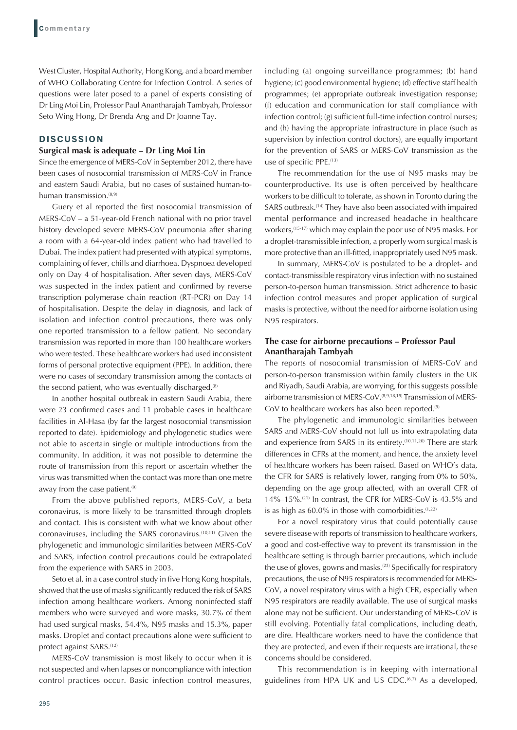West Cluster, Hospital Authority, Hong Kong, and a board member of WHO Collaborating Centre for Infection Control. A series of questions were later posed to a panel of experts consisting of Dr Ling Moi Lin, Professor Paul Anantharajah Tambyah, Professor Seto Wing Hong, Dr Brenda Ang and Dr Joanne Tay.

## DISCUSSION

### Surgical mask is adequate – Dr Ling Moi Lin

Since the emergence of MERS-CoV in September 2012, there have been cases of nosocomial transmission of MERS-CoV in France and eastern Saudi Arabia, but no cases of sustained human-to-human transmission.[8,9]

Guery et al reported the first nosocomial transmission of MERS-CoV – a 51-year-old French national with no prior travel history developed severe MERS-CoV pneumonia after sharing a room with a 64-year-old index patient who had travelled to Dubai. The index patient had presented with atypical symptoms, complaining of fever, chills and diarrhoea. Dyspnoea developed only on Day 4 of hospitalisation. After seven days, MERS-CoV was suspected in the index patient and confirmed by reverse transcription polymerase chain reaction (RT-PCR) on Day 14 of hospitalisation. Despite the delay in diagnosis, and lack of isolation and infection control precautions, there was only one reported transmission to a fellow patient. No secondary transmission was reported in more than 100 healthcare workers who were tested. These healthcare workers had used inconsistent forms of personal protective equipment (PPE). In addition, there were no cases of secondary transmission among the contacts of the second patient, who was eventually discharged.[8]

In another hospital outbreak in eastern Saudi Arabia, there were 23 confirmed cases and 11 probable cases in healthcare facilities in Al-Hasa (by far the largest nosocomial transmission reported to date). Epidemiology and phylogenetic studies were not able to ascertain single or multiple introductions from the community. In addition, it was not possible to determine the route of transmission from this report or ascertain whether the virus was transmitted when the contact was more than one metre away from the case patient.[9]

From the above published reports, MERS-CoV, a beta coronavirus, is more likely to be transmitted through droplets and contact. This is consistent with what we know about other coronaviruses, including the SARS coronavirus.[10,11] Given the phylogenetic and immunologic similarities between MERS-CoV and SARS, infection control precautions could be extrapolated from the experience with SARS in 2003.

Seto et al, in a case control study in five Hong Kong hospitals, showed that the use of masks significantly reduced the risk of SARS infection among healthcare workers. Among noninfected staff members who were surveyed and wore masks, 30.7% of them had used surgical masks, 54.4%, N95 masks and 15.3%, paper masks. Droplet and contact precautions alone were sufficient to protect against SARS.[12]

MERS-CoV transmission is most likely to occur when it is not suspected and when lapses or noncompliance with infection control practices occur. Basic infection control measures, including (a) ongoing surveillance programmes; (b) hand hygiene; (c) good environmental hygiene; (d) effective staff health programmes; (e) appropriate outbreak investigation response; (f) education and communication for staff compliance with infection control; (g) sufficient full-time infection control nurses; and (h) having the appropriate infrastructure in place (such as supervision by infection control doctors), are equally important for the prevention of SARS or MERS-CoV transmission as the use of specific PPE.[13]

The recommendation for the use of N95 masks may be counterproductive. Its use is often perceived by healthcare workers to be difficult to tolerate, as shown in Toronto during the SARS outbreak.[14] They have also been associated with impaired mental performance and increased headache in healthcare workers,[15-17] which may explain the poor use of N95 masks. For a droplet-transmissible infection, a properly worn surgical mask is more protective than an ill-fitted, inappropriately used N95 mask.

In summary, MERS-CoV is postulated to be a droplet- and contact-transmissible respiratory virus infection with no sustained person-to-person human transmission. Strict adherence to basic infection control measures and proper application of surgical masks is protective, without the need for airborne isolation using N95 respirators.

### The case for airborne precautions – Professor Paul Anantharajah Tambyah

The reports of nosocomial transmission of MERS-CoV and person-to-person transmission within family clusters in the UK and Riyadh, Saudi Arabia, are worrying, for this suggests possible airborne transmission of MERS-CoV.[8,9,18,19] Transmission of MERS-CoV to healthcare workers has also been reported.[9]

The phylogenetic and immunologic similarities between SARS and MERS-CoV should not lull us into extrapolating data and experience from SARS in its entirety.[10,11,20] There are stark differences in CFRs at the moment, and hence, the anxiety level of healthcare workers has been raised. Based on WHO's data, the CFR for SARS is relatively lower, ranging from 0% to 50%, depending on the age group affected, with an overall CFR of 14%–15%.[21] In contrast, the CFR for MERS-CoV is 43.5% and is as high as 60.0% in those with comorbidities.[1,22]

For a novel respiratory virus that could potentially cause severe disease with reports of transmission to healthcare workers, a good and cost-effective way to prevent its transmission in the healthcare setting is through barrier precautions, which include the use of gloves, gowns and masks.[23] Specifically for respiratory precautions, the use of N95 respirators is recommended for MERS-CoV, a novel respiratory virus with a high CFR, especially when N95 respirators are readily available. The use of surgical masks alone may not be sufficient. Our understanding of MERS-CoV is still evolving. Potentially fatal complications, including death, are dire. Healthcare workers need to have the confidence that they are protected, and even if their requests are irrational, these concerns should be considered.

This recommendation is in keeping with international guidelines from HPA UK and US CDC.[6,7] As a developed,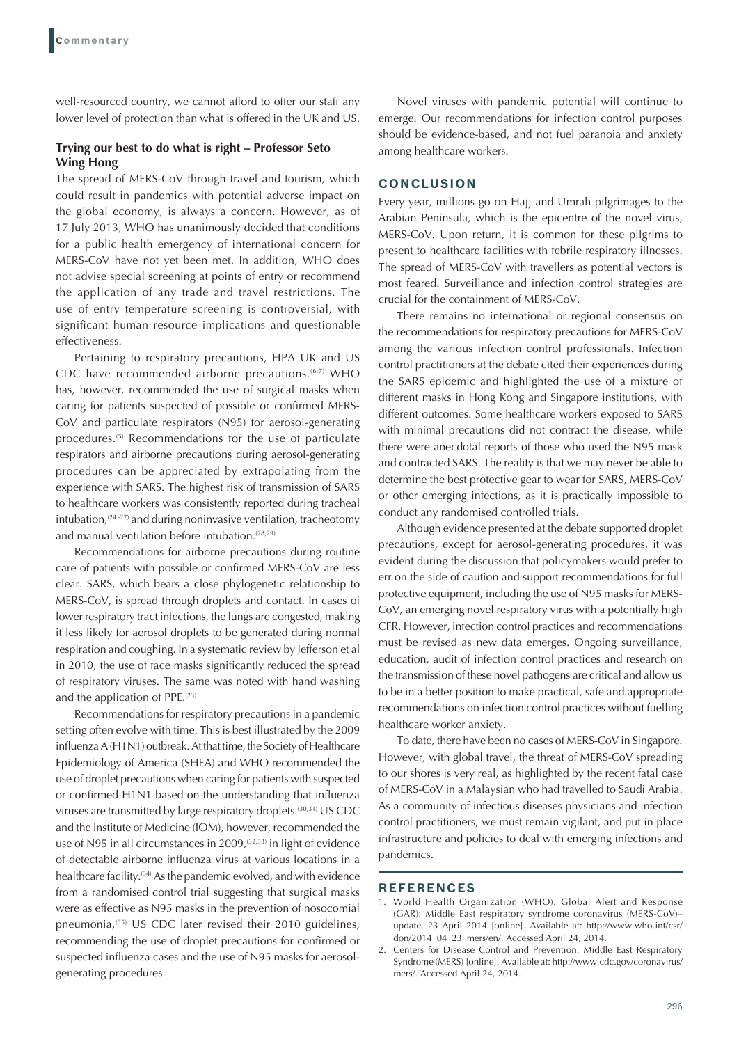well-resourced country, we cannot afford to offer our staff any lower level of protection than what is offered in the UK and US.

### Trying our best to do what is right – Professor Seto Wing Hong

The spread of MERS-CoV through travel and tourism, which could result in pandemics with potential adverse impact on the global economy, is always a concern. However, as of 17 July 2013, WHO has unanimously decided that conditions for a public health emergency of international concern for MERS-CoV have not yet been met. In addition, WHO does not advise special screening at points of entry or recommend the application of any trade and travel restrictions. The use of entry temperature screening is controversial, with significant human resource implications and questionable effectiveness.

Pertaining to respiratory precautions, HPA UK and US CDC have recommended airborne precautions.[6,7] WHO has, however, recommended the use of surgical masks when caring for patients suspected of possible or confirmed MERS-CoV and particulate respirators (N95) for aerosol-generating procedures.[5] Recommendations for the use of particulate respirators and airborne precautions during aerosol-generating procedures can be appreciated by extrapolating from the experience with SARS. The highest risk of transmission of SARS to healthcare workers was consistently reported during tracheal intubation,[24-27] and during noninvasive ventilation, tracheotomy and manual ventilation before intubation.[28,29]

Recommendations for airborne precautions during routine care of patients with possible or confirmed MERS-CoV are less clear. SARS, which bears a close phylogenetic relationship to MERS-CoV, is spread through droplets and contact. In cases of lower respiratory tract infections, the lungs are congested, making it less likely for aerosol droplets to be generated during normal respiration and coughing. In a systematic review by Jefferson et al in 2010, the use of face masks significantly reduced the spread of respiratory viruses. The same was noted with hand washing and the application of PPE.[23]

Recommendations for respiratory precautions in a pandemic setting often evolve with time. This is best illustrated by the 2009 influenza A (H1N1) outbreak. At that time, the Society of Healthcare Epidemiology of America (SHEA) and WHO recommended the use of droplet precautions when caring for patients with suspected or confirmed H1N1 based on the understanding that influenza viruses are transmitted by large respiratory droplets.[30,31] US CDC and the Institute of Medicine (IOM), however, recommended the use of N95 in all circumstances in 2009,[32,33] in light of evidence of detectable airborne influenza virus at various locations in a healthcare facility.[34] As the pandemic evolved, and with evidence from a randomised control trial suggesting that surgical masks were as effective as N95 masks in the prevention of nosocomial pneumonia,[35] US CDC later revised their 2010 guidelines, recommending the use of droplet precautions for confirmed or suspected influenza cases and the use of N95 masks for aerosol-generating procedures.

Novel viruses with pandemic potential will continue to emerge. Our recommendations for infection control purposes should be evidence-based, and not fuel paranoia and anxiety among healthcare workers.

## CONCLUSION

Every year, millions go on Hajj and Umrah pilgrimages to the Arabian Peninsula, which is the epicentre of the novel virus, MERS-CoV. Upon return, it is common for these pilgrims to present to healthcare facilities with febrile respiratory illnesses. The spread of MERS-CoV with travellers as potential vectors is most feared. Surveillance and infection control strategies are crucial for the containment of MERS-CoV.

There remains no international or regional consensus on the recommendations for respiratory precautions for MERS-CoV among the various infection control professionals. Infection control practitioners at the debate cited their experiences during the SARS epidemic and highlighted the use of a mixture of different masks in Hong Kong and Singapore institutions, with different outcomes. Some healthcare workers exposed to SARS with minimal precautions did not contract the disease, while there were anecdotal reports of those who used the N95 mask and contracted SARS. The reality is that we may never be able to determine the best protective gear to wear for SARS, MERS-CoV or other emerging infections, as it is practically impossible to conduct any randomised controlled trials.

Although evidence presented at the debate supported droplet precautions, except for aerosol-generating procedures, it was evident during the discussion that policymakers would prefer to err on the side of caution and support recommendations for full protective equipment, including the use of N95 masks for MERS-CoV, an emerging novel respiratory virus with a potentially high CFR. However, infection control practices and recommendations must be revised as new data emerges. Ongoing surveillance, education, audit of infection control practices and research on the transmission of these novel pathogens are critical and allow us to be in a better position to make practical, safe and appropriate recommendations on infection control practices without fuelling healthcare worker anxiety.

To date, there have been no cases of MERS-CoV in Singapore. However, with global travel, the threat of MERS-CoV spreading to our shores is very real, as highlighted by the recent fatal case of MERS-CoV in a Malaysian who had travelled to Saudi Arabia. As a community of infectious diseases physicians and infection control practitioners, we must remain vigilant, and put in place infrastructure and policies to deal with emerging infections and pandemics.

## REFERENCES

1. World Health Organization (WHO). Global Alert and Response (GAR): Middle East respiratory syndrome coronavirus (MERS-CoV)– update. 23 April 2014 [online]. Available at: http://www.who.int/csr/don/2014_04_23_mers/en/. Accessed April 24, 2014.
2. Centers for Disease Control and Prevention. Middle East Respiratory Syndrome (MERS) [online]. Available at: http://www.cdc.gov/coronavirus/mers/. Accessed April 24, 2014.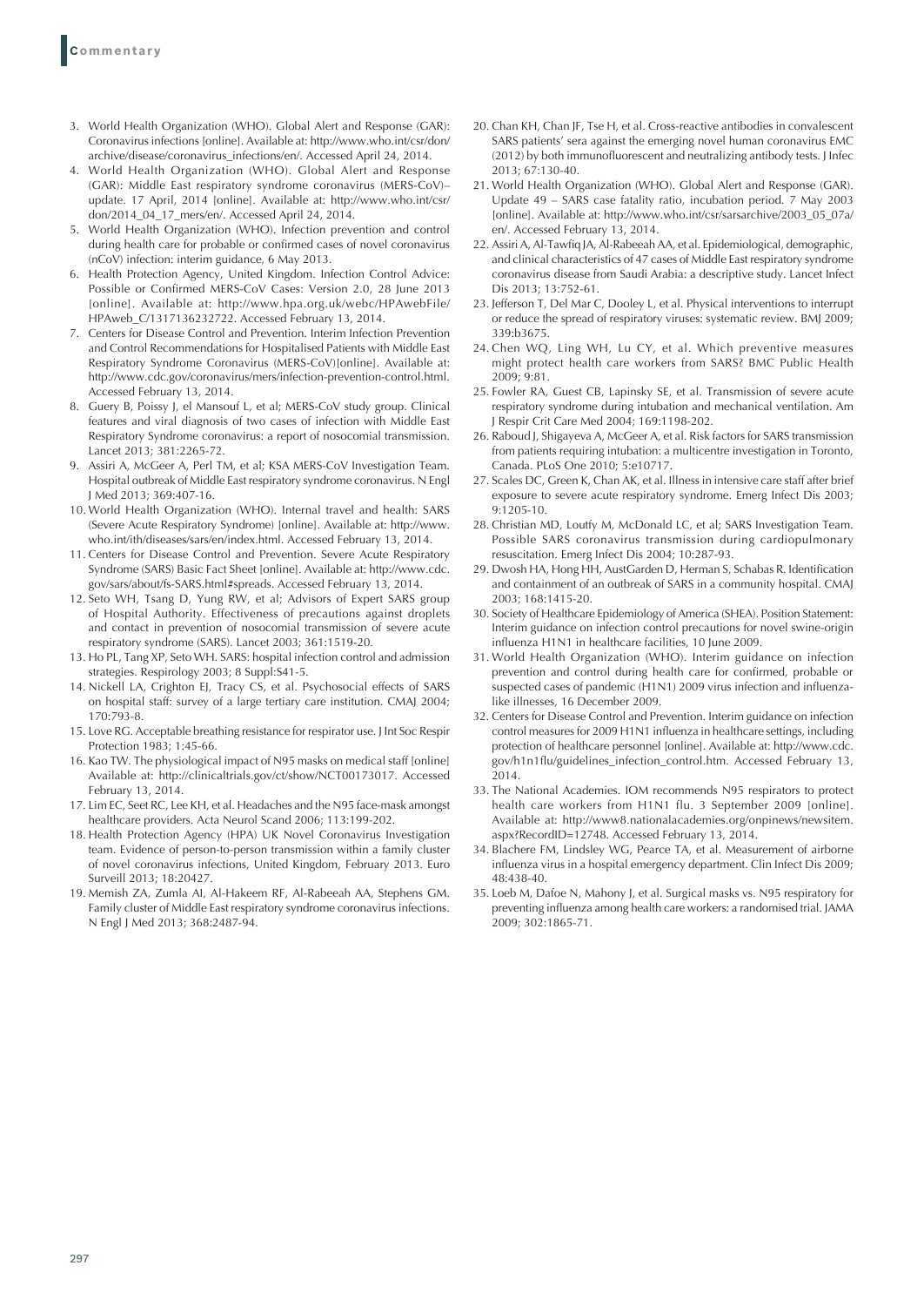3. World Health Organization (WHO). Global Alert and Response (GAR): Coronavirus infections [online]. Available at: http://www.who.int/csr/don/archive/disease/coronavirus_infections/en/. Accessed April 24, 2014.
4. World Health Organization (WHO). Global Alert and Response (GAR): Middle East respiratory syndrome coronavirus (MERS-CoV)– update. 17 April, 2014 [online]. Available at: http://www.who.int/csr/don/2014_04_17_mers/en/. Accessed April 24, 2014.
5. World Health Organization (WHO). Infection prevention and control during health care for probable or confirmed cases of novel coronavirus (nCoV) infection: interim guidance, 6 May 2013.
6. Health Protection Agency, United Kingdom. Infection Control Advice: Possible or Confirmed MERS-CoV Cases: Version 2.0, 28 June 2013 [online]. Available at: http://www.hpa.org.uk/webc/HPAwebFile/HPAweb_C/1317136232722. Accessed February 13, 2014.
7. Centers for Disease Control and Prevention. Interim Infection Prevention and Control Recommendations for Hospitalised Patients with Middle East Respiratory Syndrome Coronavirus (MERS-CoV)[online]. Available at: http://www.cdc.gov/coronavirus/mers/infection-prevention-control.html. Accessed February 13, 2014.
8. Guery B, Poissy J, el Mansouf L, et al; MERS-CoV study group. Clinical features and viral diagnosis of two cases of infection with Middle East Respiratory Syndrome coronavirus: a report of nosocomial transmission. Lancet 2013; 381:2265-72.
9. Assiri A, McGeer A, Perl TM, et al; KSA MERS-CoV Investigation Team. Hospital outbreak of Middle East respiratory syndrome coronavirus. N Engl J Med 2013; 369:407-16.
10. World Health Organization (WHO). Internal travel and health: SARS (Severe Acute Respiratory Syndrome) [online]. Available at: http://www.who.int/ith/diseases/sars/en/index.html. Accessed February 13, 2014.
11. Centers for Disease Control and Prevention. Severe Acute Respiratory Syndrome (SARS) Basic Fact Sheet [online]. Available at: http://www.cdc.gov/sars/about/fs-SARS.html#spreads. Accessed February 13, 2014.
12. Seto WH, Tsang D, Yung RW, et al; Advisors of Expert SARS group of Hospital Authority. Effectiveness of precautions against droplets and contact in prevention of nosocomial transmission of severe acute respiratory syndrome (SARS). Lancet 2003; 361:1519-20.
13. Ho PL, Tang XP, Seto WH. SARS: hospital infection control and admission strategies. Respirology 2003; 8 Suppl:S41-5.
14. Nickell LA, Crighton EJ, Tracy CS, et al. Psychosocial effects of SARS on hospital staff: survey of a large tertiary care institution. CMAJ 2004; 170:793-8.
15. Love RG. Acceptable breathing resistance for respirator use. J Int Soc Respir Protection 1983; 1:45-66.
16. Kao TW. The physiological impact of N95 masks on medical staff [online] Available at: http://clinicaltrials.gov/ct/show/NCT00173017. Accessed February 13, 2014.
17. Lim EC, Seet RC, Lee KH, et al. Headaches and the N95 face-mask amongst healthcare providers. Acta Neurol Scand 2006; 113:199-202.
18. Health Protection Agency (HPA) UK Novel Coronavirus Investigation team. Evidence of person-to-person transmission within a family cluster of novel coronavirus infections, United Kingdom, February 2013. Euro Surveill 2013; 18:20427.
19. Memish ZA, Zumla AI, Al-Hakeem RF, Al-Rabeeah AA, Stephens GM. Family cluster of Middle East respiratory syndrome coronavirus infections. N Engl J Med 2013; 368:2487-94.
20. Chan KH, Chan JF, Tse H, et al. Cross-reactive antibodies in convalescent SARS patients' sera against the emerging novel human coronavirus EMC (2012) by both immunofluorescent and neutralizing antibody tests. J Infec 2013; 67:130-40.
21. World Health Organization (WHO). Global Alert and Response (GAR). Update 49 – SARS case fatality ratio, incubation period. 7 May 2003 [online]. Available at: http://www.who.int/csr/sarsarchive/2003_05_07a/en/. Accessed February 13, 2014.
22. Assiri A, Al-Tawfiq JA, Al-Rabeeah AA, et al. Epidemiological, demographic, and clinical characteristics of 47 cases of Middle East respiratory syndrome coronavirus disease from Saudi Arabia: a descriptive study. Lancet Infect Dis 2013; 13:752-61.
23. Jefferson T, Del Mar C, Dooley L, et al. Physical interventions to interrupt or reduce the spread of respiratory viruses: systematic review. BMJ 2009; 339:b3675.
24. Chen WQ, Ling WH, Lu CY, et al. Which preventive measures might protect health care workers from SARS? BMC Public Health 2009; 9:81.
25. Fowler RA, Guest CB, Lapinsky SE, et al. Transmission of severe acute respiratory syndrome during intubation and mechanical ventilation. Am J Respir Crit Care Med 2004; 169:1198-202.
26. Raboud J, Shigayeva A, McGeer A, et al. Risk factors for SARS transmission from patients requiring intubation: a multicentre investigation in Toronto, Canada. PLoS One 2010; 5:e10717.
27. Scales DC, Green K, Chan AK, et al. Illness in intensive care staff after brief exposure to severe acute respiratory syndrome. Emerg Infect Dis 2003; 9:1205-10.
28. Christian MD, Loutfy M, McDonald LC, et al; SARS Investigation Team. Possible SARS coronavirus transmission during cardiopulmonary resuscitation. Emerg Infect Dis 2004; 10:287-93.
29. Dwosh HA, Hong HH, AustGarden D, Herman S, Schabas R. Identification and containment of an outbreak of SARS in a community hospital. CMAJ 2003; 168:1415-20.
30. Society of Healthcare Epidemiology of America (SHEA). Position Statement: Interim guidance on infection control precautions for novel swine-origin influenza H1N1 in healthcare facilities, 10 June 2009.
31. World Health Organization (WHO). Interim guidance on infection prevention and control during health care for confirmed, probable or suspected cases of pandemic (H1N1) 2009 virus infection and influenza-like illnesses, 16 December 2009.
32. Centers for Disease Control and Prevention. Interim guidance on infection control measures for 2009 H1N1 influenza in healthcare settings, including protection of healthcare personnel [online]. Available at: http://www.cdc.gov/h1n1flu/guidelines_infection_control.htm. Accessed February 13, 2014.
33. The National Academies. IOM recommends N95 respirators to protect health care workers from H1N1 flu. 3 September 2009 [online]. Available at: http://www8.nationalacademies.org/onpinews/newsitem.aspx?RecordID=12748. Accessed February 13, 2014.
34. Blachere FM, Lindsley WG, Pearce TA, et al. Measurement of airborne influenza virus in a hospital emergency department. Clin Infect Dis 2009; 48:438-40.
35. Loeb M, Dafoe N, Mahony J, et al. Surgical masks vs. N95 respiratory for preventing influenza among health care workers: a randomised trial. JAMA 2009; 302:1865-71.